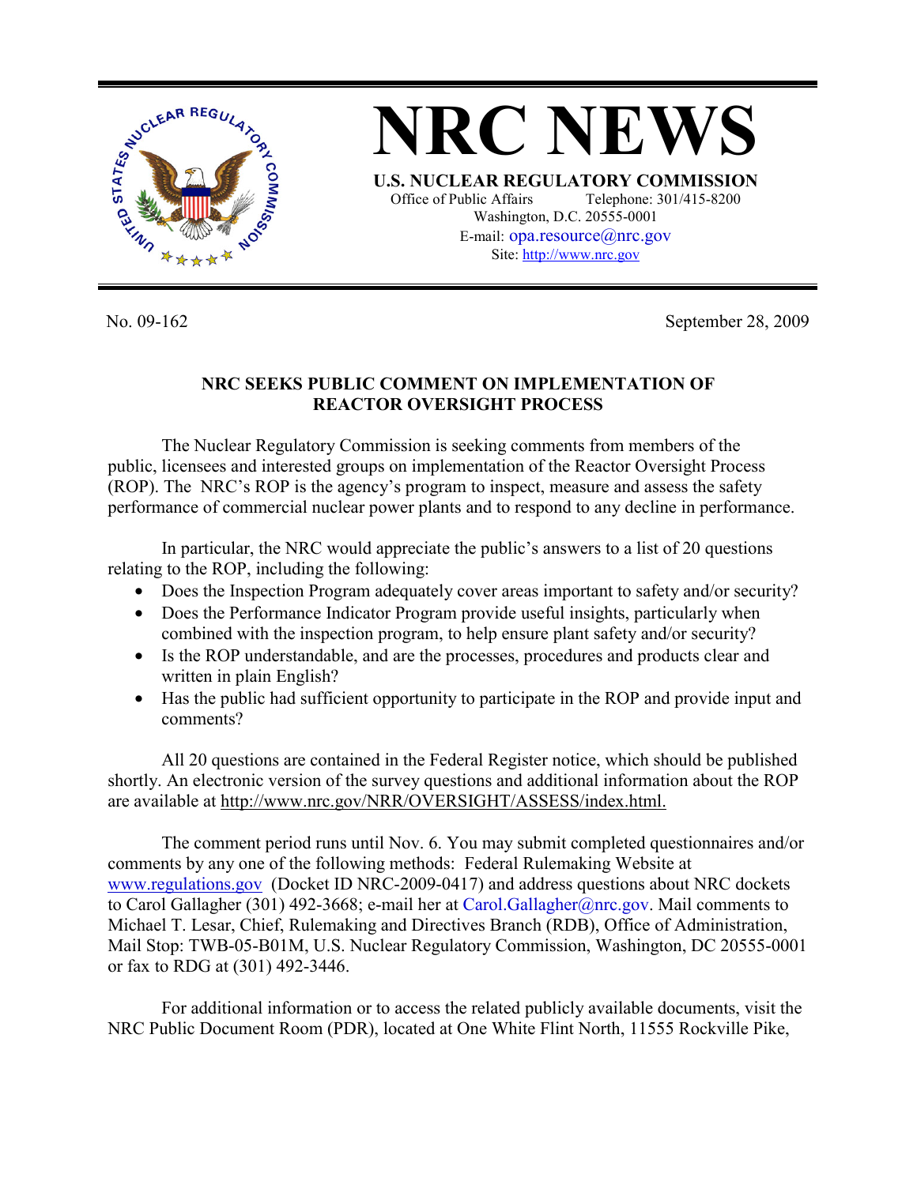# NRC NEWS

**U.S. NUCLEAR REGULATORY COMMISSION**

Office of Public Affairs Telephone: 301/415-8200
Washington, D.C. 20555-0001
E-mail: opa.resource@nrc.gov
Site: http://www.nrc.gov

No. 09-162 September 28, 2009

## NRC SEEKS PUBLIC COMMENT ON IMPLEMENTATION OF REACTOR OVERSIGHT PROCESS

The Nuclear Regulatory Commission is seeking comments from members of the public, licensees and interested groups on implementation of the Reactor Oversight Process (ROP). The NRC's ROP is the agency's program to inspect, measure and assess the safety performance of commercial nuclear power plants and to respond to any decline in performance.

In particular, the NRC would appreciate the public's answers to a list of 20 questions relating to the ROP, including the following:

- Does the Inspection Program adequately cover areas important to safety and/or security?
- Does the Performance Indicator Program provide useful insights, particularly when combined with the inspection program, to help ensure plant safety and/or security?
- Is the ROP understandable, and are the processes, procedures and products clear and written in plain English?
- Has the public had sufficient opportunity to participate in the ROP and provide input and comments?

All 20 questions are contained in the Federal Register notice, which should be published shortly. An electronic version of the survey questions and additional information about the ROP are available at http://www.nrc.gov/NRR/OVERSIGHT/ASSESS/index.html.

The comment period runs until Nov. 6. You may submit completed questionnaires and/or comments by any one of the following methods: Federal Rulemaking Website at www.regulations.gov (Docket ID NRC-2009-0417) and address questions about NRC dockets to Carol Gallagher (301) 492-3668; e-mail her at Carol.Gallagher@nrc.gov. Mail comments to Michael T. Lesar, Chief, Rulemaking and Directives Branch (RDB), Office of Administration, Mail Stop: TWB-05-B01M, U.S. Nuclear Regulatory Commission, Washington, DC 20555-0001 or fax to RDG at (301) 492-3446.

For additional information or to access the related publicly available documents, visit the NRC Public Document Room (PDR), located at One White Flint North, 11555 Rockville Pike,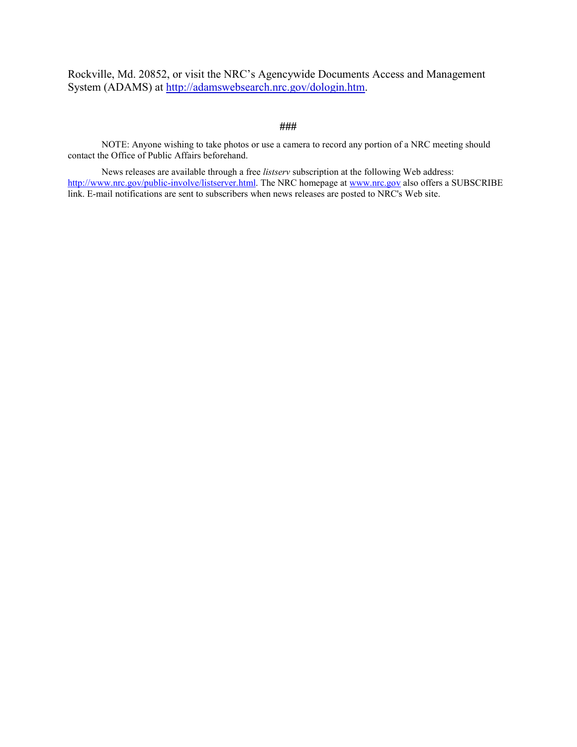Rockville, Md. 20852, or visit the NRC's Agencywide Documents Access and Management System (ADAMS) at http://adamswebsearch.nrc.gov/dologin.htm.

###

NOTE: Anyone wishing to take photos or use a camera to record any portion of a NRC meeting should contact the Office of Public Affairs beforehand.

News releases are available through a free *listserv* subscription at the following Web address: http://www.nrc.gov/public-involve/listserver.html. The NRC homepage at www.nrc.gov also offers a SUBSCRIBE link. E-mail notifications are sent to subscribers when news releases are posted to NRC's Web site.